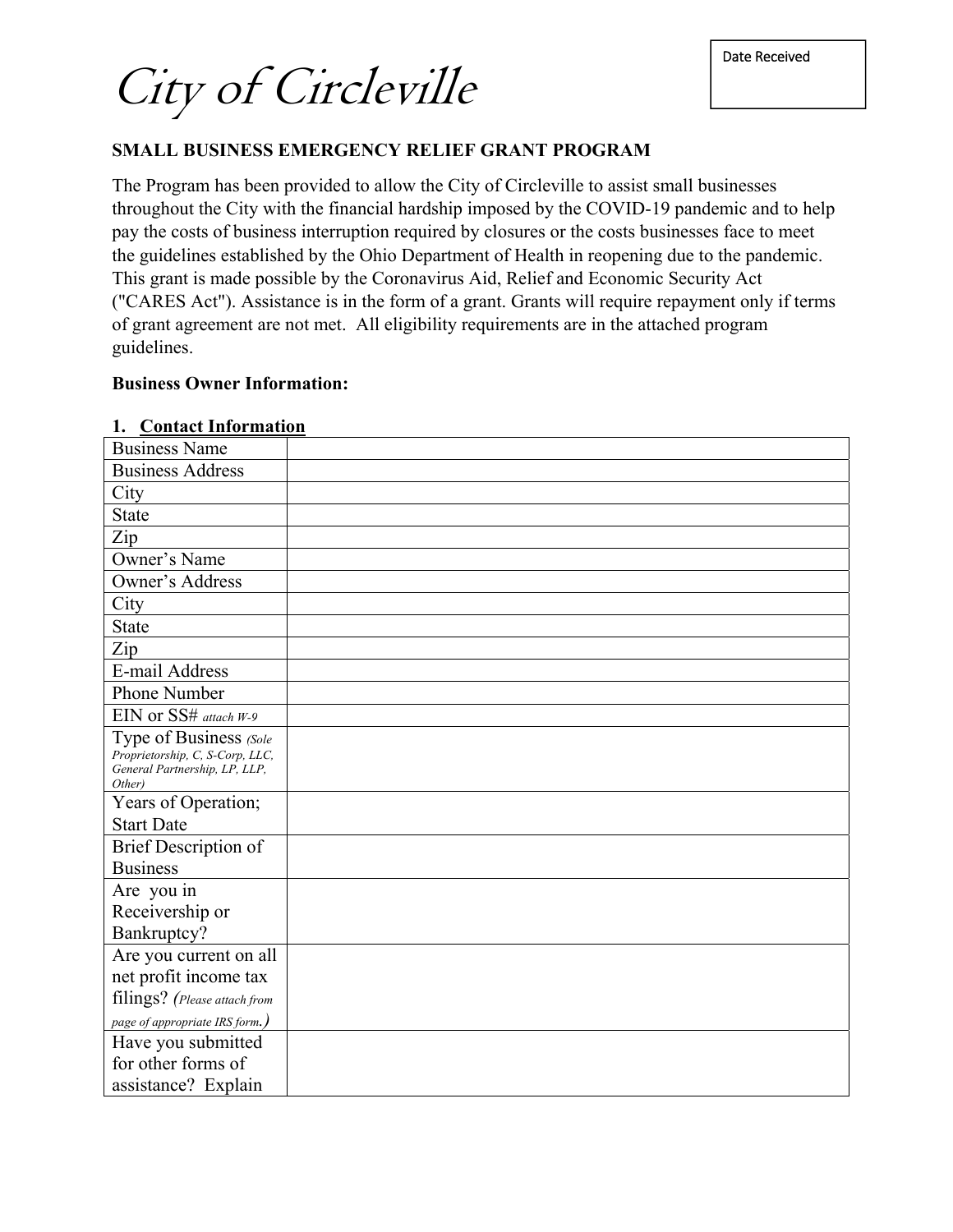Date Received

# City of Circleville

## SMALL BUSINESS EMERGENCY RELIEF GRANT PROGRAM

The Program has been provided to allow the City of Circleville to assist small businesses throughout the City with the financial hardship imposed by the COVID-19 pandemic and to help pay the costs of business interruption required by closures or the costs businesses face to meet the guidelines established by the Ohio Department of Health in reopening due to the pandemic. This grant is made possible by the Coronavirus Aid, Relief and Economic Security Act ("CARES Act"). Assistance is in the form of a grant. Grants will require repayment only if terms of grant agreement are not met. All eligibility requirements are in the attached program guidelines.

**Business Owner Information:**

**1. Contact Information**

| | |
|---|---|
| Business Name | |
| Business Address | |
| City | |
| State | |
| Zip | |
| Owner's Name | |
| Owner's Address | |
| City | |
| State | |
| Zip | |
| E-mail Address | |
| Phone Number | |
| EIN or SS# *attach W-9* | |
| Type of Business *(Sole Proprietorship, C, S-Corp, LLC, General Partnership, LP, LLP, Other)* | |
| Years of Operation; Start Date | |
| Brief Description of Business | |
| Are you in Receivership or Bankruptcy? | |
| Are you current on all net profit income tax filings? *(Please attach from page of appropriate IRS form.)* | |
| Have you submitted for other forms of assistance? Explain | |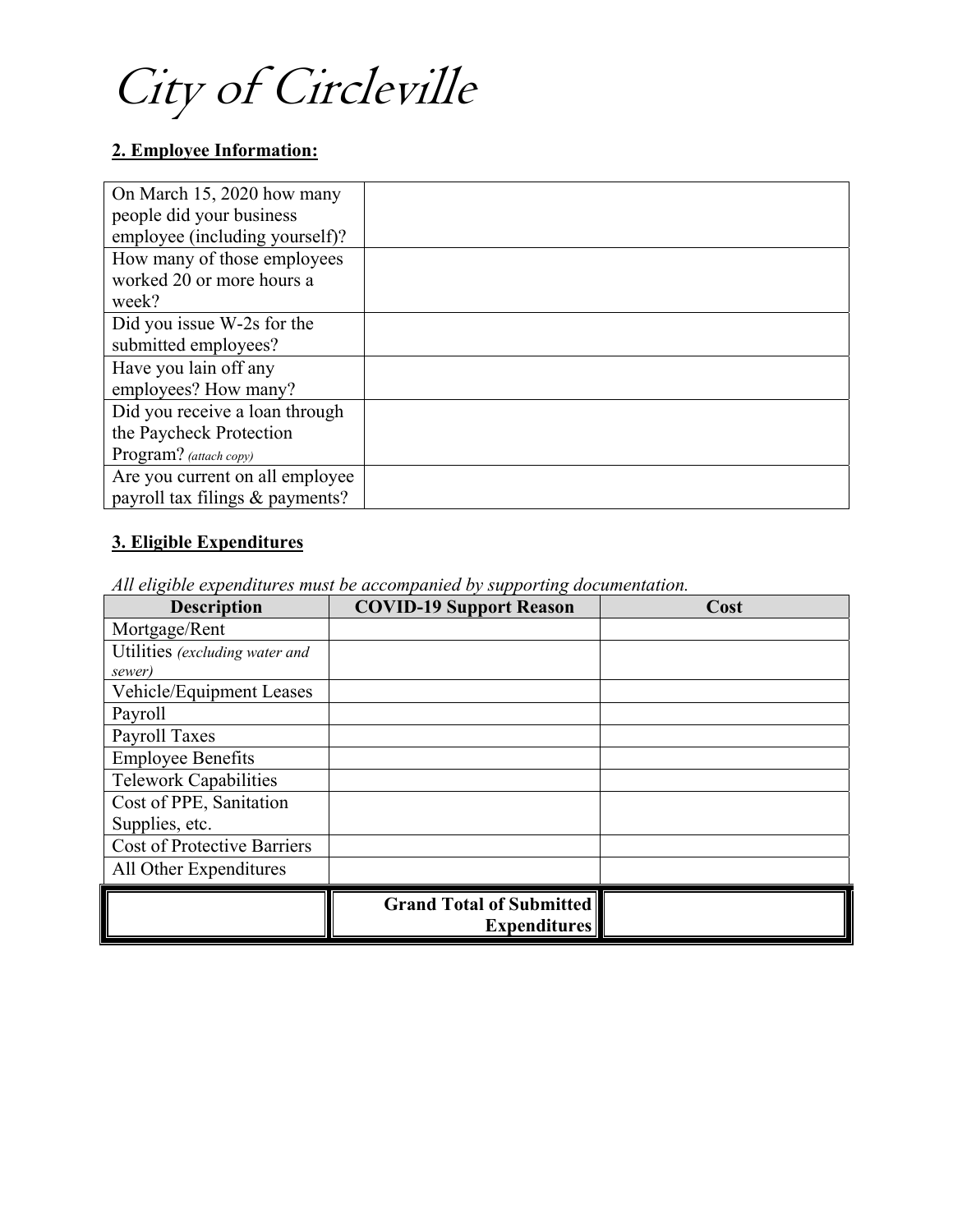# City of Circleville

## 2. Employee Information:

| | |
|---|---|
| On March 15, 2020 how many people did your business employee (including yourself)? | |
| How many of those employees worked 20 or more hours a week? | |
| Did you issue W-2s for the submitted employees? | |
| Have you lain off any employees? How many? | |
| Did you receive a loan through the Paycheck Protection Program? *(attach copy)* | |
| Are you current on all employee payroll tax filings & payments? | |

## 3. Eligible Expenditures

*All eligible expenditures must be accompanied by supporting documentation.*

| Description | COVID-19 Support Reason | Cost |
|---|---|---|
| Mortgage/Rent | | |
| Utilities *(excluding water and sewer)* | | |
| Vehicle/Equipment Leases | | |
| Payroll | | |
| Payroll Taxes | | |
| Employee Benefits | | |
| Telework Capabilities | | |
| Cost of PPE, Sanitation Supplies, etc. | | |
| Cost of Protective Barriers | | |
| All Other Expenditures | | |
| | **Grand Total of Submitted Expenditures** | |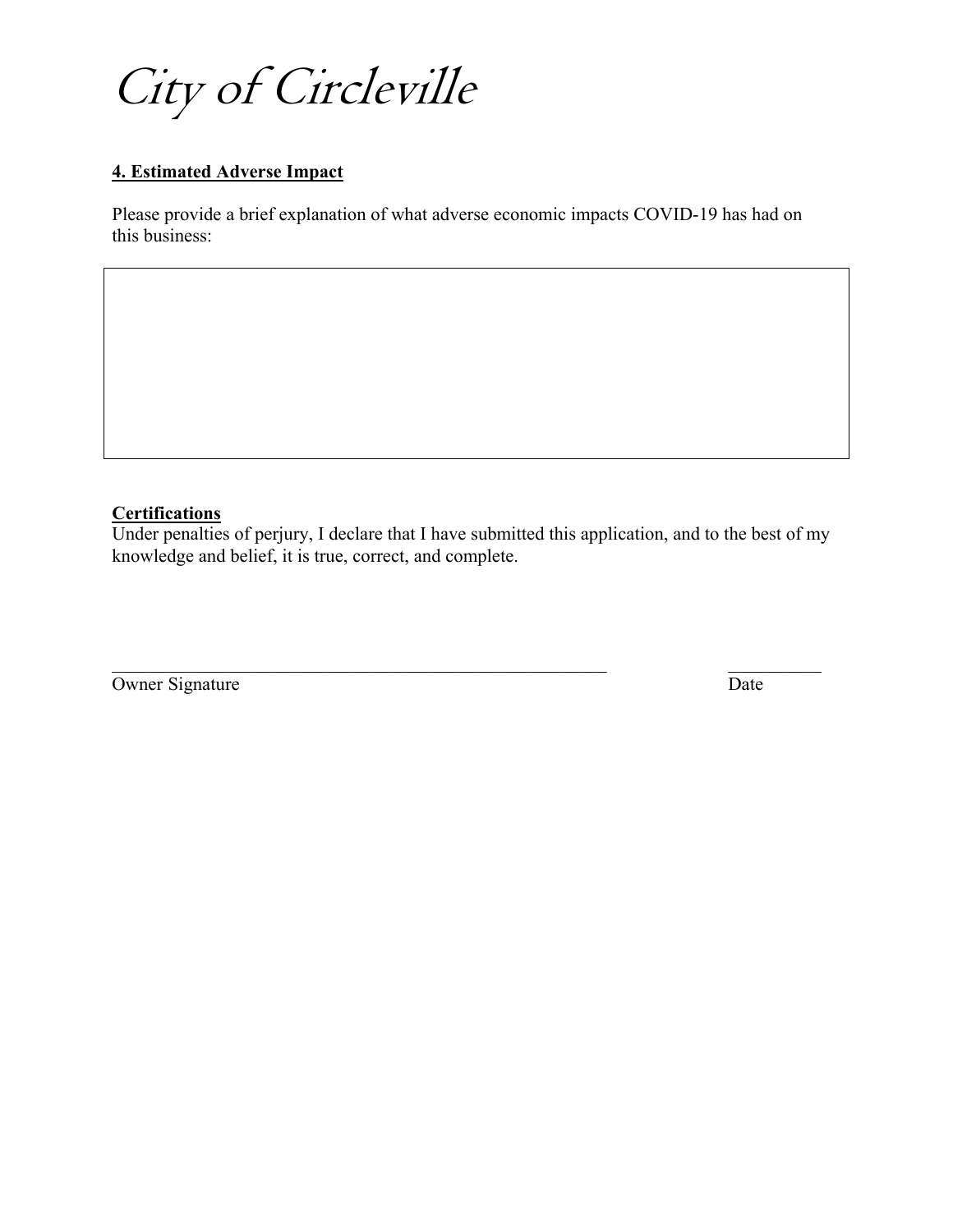# *City of Circleville*

**4. Estimated Adverse Impact**

Please provide a brief explanation of what adverse economic impacts COVID-19 has had on this business:

**Certifications**

Under penalties of perjury, I declare that I have submitted this application, and to the best of my knowledge and belief, it is true, correct, and complete.

\_\_\_\_\_\_\_\_\_\_\_\_\_\_\_\_\_\_\_\_\_\_\_\_\_\_\_\_\_\_\_\_\_\_\_\_\_\_\_\_\_\_\_\_\_\_\_\_ \_\_\_\_\_\_\_\_\_\_

Owner Signature Date